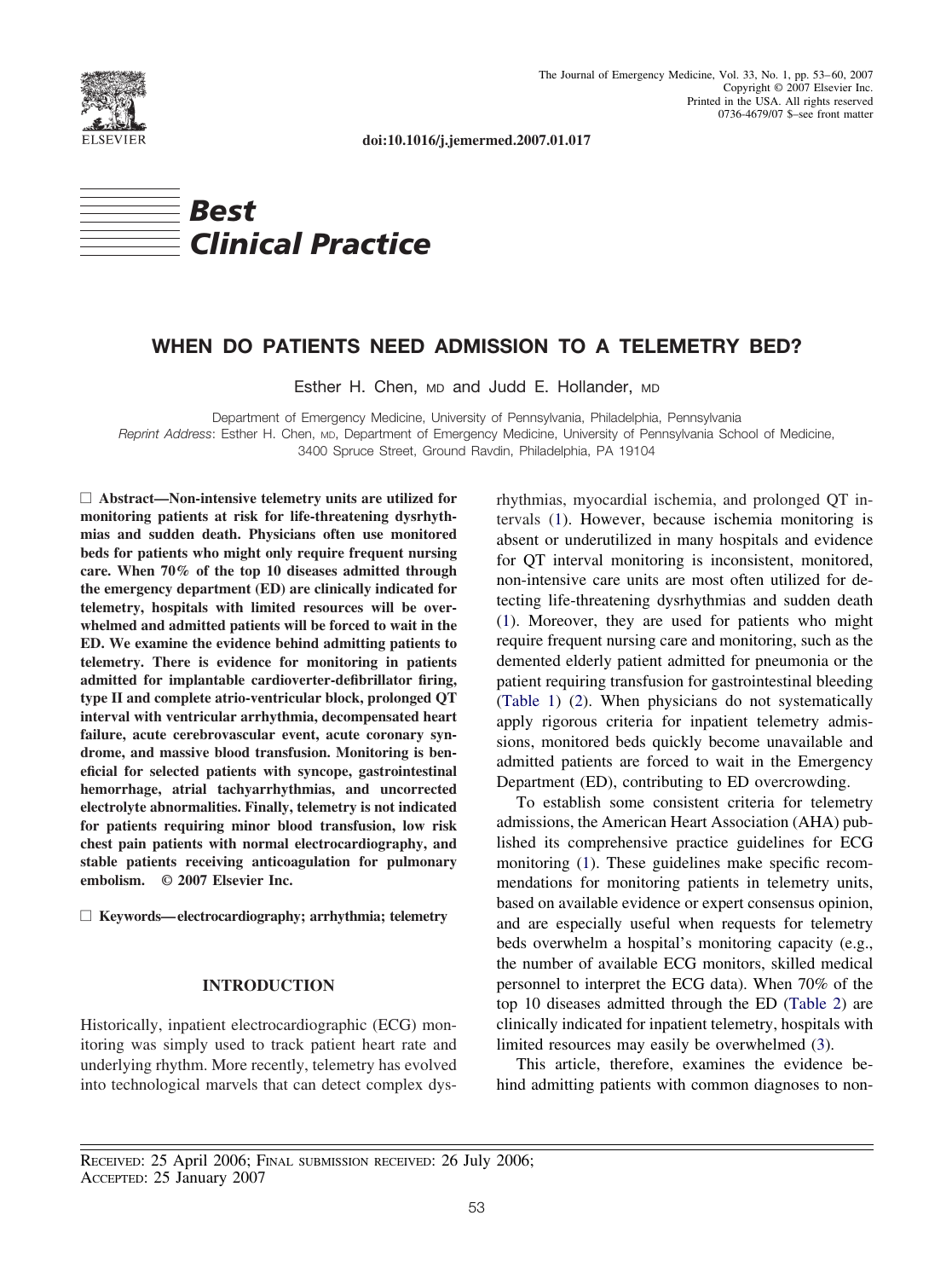doi:10.1016/j.jemermed.2007.01.017

**Best Clinical Practice**

# WHEN DO PATIENTS NEED ADMISSION TO A TELEMETRY BED?

Esther H. Chen, MD and Judd E. Hollander, MD

Department of Emergency Medicine, University of Pennsylvania, Philadelphia, Pennsylvania

*Reprint Address*: Esther H. Chen, MD, Department of Emergency Medicine, University of Pennsylvania School of Medicine, 3400 Spruce Street, Ground Ravdin, Philadelphia, PA 19104

**☐ Abstract—Non-intensive telemetry units are utilized for monitoring patients at risk for life-threatening dysrhythmias and sudden death. Physicians often use monitored beds for patients who might only require frequent nursing care. When 70% of the top 10 diseases admitted through the emergency department (ED) are clinically indicated for telemetry, hospitals with limited resources will be overwhelmed and admitted patients will be forced to wait in the ED. We examine the evidence behind admitting patients to telemetry. There is evidence for monitoring in patients admitted for implantable cardioverter-defibrillator firing, type II and complete atrio-ventricular block, prolonged QT interval with ventricular arrhythmia, decompensated heart failure, acute cerebrovascular event, acute coronary syndrome, and massive blood transfusion. Monitoring is beneficial for selected patients with syncope, gastrointestinal hemorrhage, atrial tachyarrhythmias, and uncorrected electrolyte abnormalities. Finally, telemetry is not indicated for patients requiring minor blood transfusion, low risk chest pain patients with normal electrocardiography, and stable patients receiving anticoagulation for pulmonary embolism. © 2007 Elsevier Inc.**

**☐ Keywords—electrocardiography; arrhythmia; telemetry**

## INTRODUCTION

Historically, inpatient electrocardiographic (ECG) monitoring was simply used to track patient heart rate and underlying rhythm. More recently, telemetry has evolved into technological marvels that can detect complex dysrhythmias, myocardial ischemia, and prolonged QT intervals (1). However, because ischemia monitoring is absent or underutilized in many hospitals and evidence for QT interval monitoring is inconsistent, monitored, non-intensive care units are most often utilized for detecting life-threatening dysrhythmias and sudden death (1). Moreover, they are used for patients who might require frequent nursing care and monitoring, such as the demented elderly patient admitted for pneumonia or the patient requiring transfusion for gastrointestinal bleeding (Table 1) (2). When physicians do not systematically apply rigorous criteria for inpatient telemetry admissions, monitored beds quickly become unavailable and admitted patients are forced to wait in the Emergency Department (ED), contributing to ED overcrowding.

To establish some consistent criteria for telemetry admissions, the American Heart Association (AHA) published its comprehensive practice guidelines for ECG monitoring (1). These guidelines make specific recommendations for monitoring patients in telemetry units, based on available evidence or expert consensus opinion, and are especially useful when requests for telemetry beds overwhelm a hospital's monitoring capacity (e.g., the number of available ECG monitors, skilled medical personnel to interpret the ECG data). When 70% of the top 10 diseases admitted through the ED (Table 2) are clinically indicated for inpatient telemetry, hospitals with limited resources may easily be overwhelmed (3).

This article, therefore, examines the evidence behind admitting patients with common diagnoses to non-

RECEIVED: 25 April 2006; FINAL SUBMISSION RECEIVED: 26 July 2006;
ACCEPTED: 25 January 2007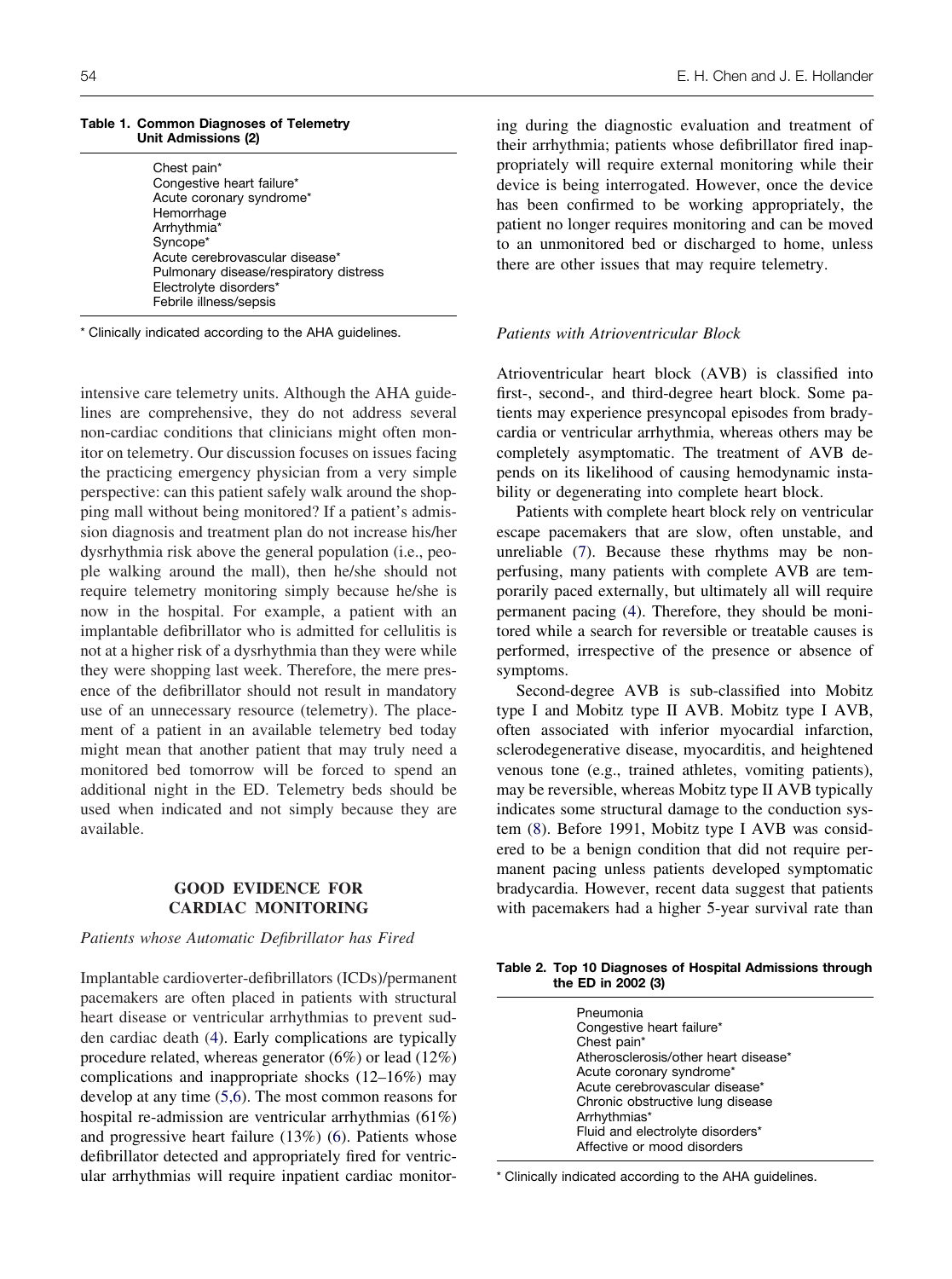**Table 1. Common Diagnoses of Telemetry Unit Admissions (2)**

| |
|---|
| Chest pain* |
| Congestive heart failure* |
| Acute coronary syndrome* |
| Hemorrhage |
| Arrhythmia* |
| Syncope* |
| Acute cerebrovascular disease* |
| Pulmonary disease/respiratory distress |
| Electrolyte disorders* |
| Febrile illness/sepsis |

* Clinically indicated according to the AHA guidelines.

intensive care telemetry units. Although the AHA guidelines are comprehensive, they do not address several non-cardiac conditions that clinicians might often monitor on telemetry. Our discussion focuses on issues facing the practicing emergency physician from a very simple perspective: can this patient safely walk around the shopping mall without being monitored? If a patient's admission diagnosis and treatment plan do not increase his/her dysrhythmia risk above the general population (i.e., people walking around the mall), then he/she should not require telemetry monitoring simply because he/she is now in the hospital. For example, a patient with an implantable defibrillator who is admitted for cellulitis is not at a higher risk of a dysrhythmia than they were while they were shopping last week. Therefore, the mere presence of the defibrillator should not result in mandatory use of an unnecessary resource (telemetry). The placement of a patient in an available telemetry bed today might mean that another patient that may truly need a monitored bed tomorrow will be forced to spend an additional night in the ED. Telemetry beds should be used when indicated and not simply because they are available.

## GOOD EVIDENCE FOR CARDIAC MONITORING

### *Patients whose Automatic Defibrillator has Fired*

Implantable cardioverter-defibrillators (ICDs)/permanent pacemakers are often placed in patients with structural heart disease or ventricular arrhythmias to prevent sudden cardiac death (4). Early complications are typically procedure related, whereas generator (6%) or lead (12%) complications and inappropriate shocks (12–16%) may develop at any time (5,6). The most common reasons for hospital re-admission are ventricular arrhythmias (61%) and progressive heart failure (13%) (6). Patients whose defibrillator detected and appropriately fired for ventricular arrhythmias will require inpatient cardiac monitoring during the diagnostic evaluation and treatment of their arrhythmia; patients whose defibrillator fired inappropriately will require external monitoring while their device is being interrogated. However, once the device has been confirmed to be working appropriately, the patient no longer requires monitoring and can be moved to an unmonitored bed or discharged to home, unless there are other issues that may require telemetry.

### *Patients with Atrioventricular Block*

Atrioventricular heart block (AVB) is classified into first-, second-, and third-degree heart block. Some patients may experience presyncopal episodes from bradycardia or ventricular arrhythmia, whereas others may be completely asymptomatic. The treatment of AVB depends on its likelihood of causing hemodynamic instability or degenerating into complete heart block.

Patients with complete heart block rely on ventricular escape pacemakers that are slow, often unstable, and unreliable (7). Because these rhythms may be nonperfusing, many patients with complete AVB are temporarily paced externally, but ultimately all will require permanent pacing (4). Therefore, they should be monitored while a search for reversible or treatable causes is performed, irrespective of the presence or absence of symptoms.

Second-degree AVB is sub-classified into Mobitz type I and Mobitz type II AVB. Mobitz type I AVB, often associated with inferior myocardial infarction, sclerodegenerative disease, myocarditis, and heightened venous tone (e.g., trained athletes, vomiting patients), may be reversible, whereas Mobitz type II AVB typically indicates some structural damage to the conduction system (8). Before 1991, Mobitz type I AVB was considered to be a benign condition that did not require permanent pacing unless patients developed symptomatic bradycardia. However, recent data suggest that patients with pacemakers had a higher 5-year survival rate than

**Table 2. Top 10 Diagnoses of Hospital Admissions through the ED in 2002 (3)**

| |
|---|
| Pneumonia |
| Congestive heart failure* |
| Chest pain* |
| Atherosclerosis/other heart disease* |
| Acute coronary syndrome* |
| Acute cerebrovascular disease* |
| Chronic obstructive lung disease |
| Arrhythmias* |
| Fluid and electrolyte disorders* |
| Affective or mood disorders |

* Clinically indicated according to the AHA guidelines.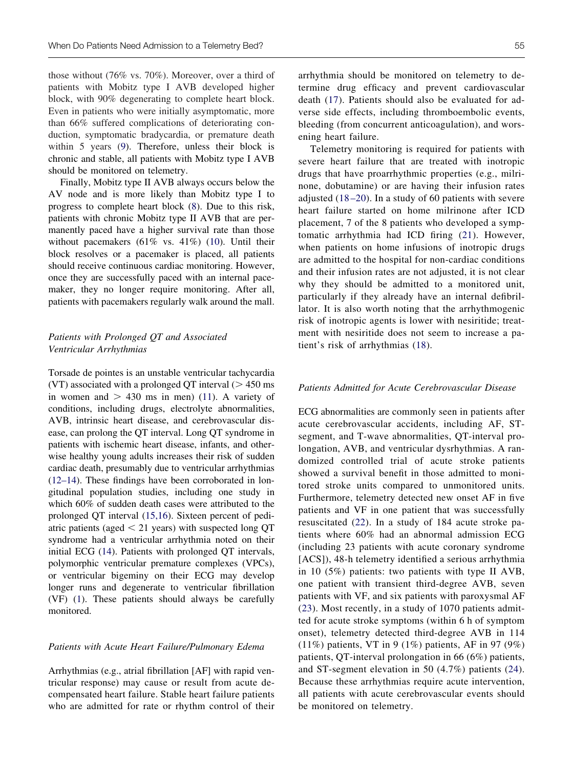those without (76% vs. 70%). Moreover, over a third of patients with Mobitz type I AVB developed higher block, with 90% degenerating to complete heart block. Even in patients who were initially asymptomatic, more than 66% suffered complications of deteriorating conduction, symptomatic bradycardia, or premature death within 5 years (9). Therefore, unless their block is chronic and stable, all patients with Mobitz type I AVB should be monitored on telemetry.

Finally, Mobitz type II AVB always occurs below the AV node and is more likely than Mobitz type I to progress to complete heart block (8). Due to this risk, patients with chronic Mobitz type II AVB that are permanently paced have a higher survival rate than those without pacemakers (61% vs. 41%) (10). Until their block resolves or a pacemaker is placed, all patients should receive continuous cardiac monitoring. However, once they are successfully paced with an internal pacemaker, they no longer require monitoring. After all, patients with pacemakers regularly walk around the mall.

### *Patients with Prolonged QT and Associated Ventricular Arrhythmias*

Torsade de pointes is an unstable ventricular tachycardia (VT) associated with a prolonged QT interval (> 450 ms in women and > 430 ms in men) (11). A variety of conditions, including drugs, electrolyte abnormalities, AVB, intrinsic heart disease, and cerebrovascular disease, can prolong the QT interval. Long QT syndrome in patients with ischemic heart disease, infants, and otherwise healthy young adults increases their risk of sudden cardiac death, presumably due to ventricular arrhythmias (12–14). These findings have been corroborated in longitudinal population studies, including one study in which 60% of sudden death cases were attributed to the prolonged QT interval (15,16). Sixteen percent of pediatric patients (aged < 21 years) with suspected long QT syndrome had a ventricular arrhythmia noted on their initial ECG (14). Patients with prolonged QT intervals, polymorphic ventricular premature complexes (VPCs), or ventricular bigeminy on their ECG may develop longer runs and degenerate to ventricular fibrillation (VF) (1). These patients should always be carefully monitored.

### *Patients with Acute Heart Failure/Pulmonary Edema*

Arrhythmias (e.g., atrial fibrillation [AF] with rapid ventricular response) may cause or result from acute decompensated heart failure. Stable heart failure patients who are admitted for rate or rhythm control of their arrhythmia should be monitored on telemetry to determine drug efficacy and prevent cardiovascular death (17). Patients should also be evaluated for adverse side effects, including thromboembolic events, bleeding (from concurrent anticoagulation), and worsening heart failure.

Telemetry monitoring is required for patients with severe heart failure that are treated with inotropic drugs that have proarrhythmic properties (e.g., milrinone, dobutamine) or are having their infusion rates adjusted (18–20). In a study of 60 patients with severe heart failure started on home milrinone after ICD placement, 7 of the 8 patients who developed a symptomatic arrhythmia had ICD firing (21). However, when patients on home infusions of inotropic drugs are admitted to the hospital for non-cardiac conditions and their infusion rates are not adjusted, it is not clear why they should be admitted to a monitored unit, particularly if they already have an internal defibrillator. It is also worth noting that the arrhythmogenic risk of inotropic agents is lower with nesiritide; treatment with nesiritide does not seem to increase a patient's risk of arrhythmias (18).

### *Patients Admitted for Acute Cerebrovascular Disease*

ECG abnormalities are commonly seen in patients after acute cerebrovascular accidents, including AF, ST-segment, and T-wave abnormalities, QT-interval prolongation, AVB, and ventricular dysrhythmias. A randomized controlled trial of acute stroke patients showed a survival benefit in those admitted to monitored stroke units compared to unmonitored units. Furthermore, telemetry detected new onset AF in five patients and VF in one patient that was successfully resuscitated (22). In a study of 184 acute stroke patients where 60% had an abnormal admission ECG (including 23 patients with acute coronary syndrome [ACS]), 48-h telemetry identified a serious arrhythmia in 10 (5%) patients: two patients with type II AVB, one patient with transient third-degree AVB, seven patients with VF, and six patients with paroxysmal AF (23). Most recently, in a study of 1070 patients admitted for acute stroke symptoms (within 6 h of symptom onset), telemetry detected third-degree AVB in 114 (11%) patients, VT in 9 (1%) patients, AF in 97 (9%) patients, QT-interval prolongation in 66 (6%) patients, and ST-segment elevation in 50 (4.7%) patients (24). Because these arrhythmias require acute intervention, all patients with acute cerebrovascular events should be monitored on telemetry.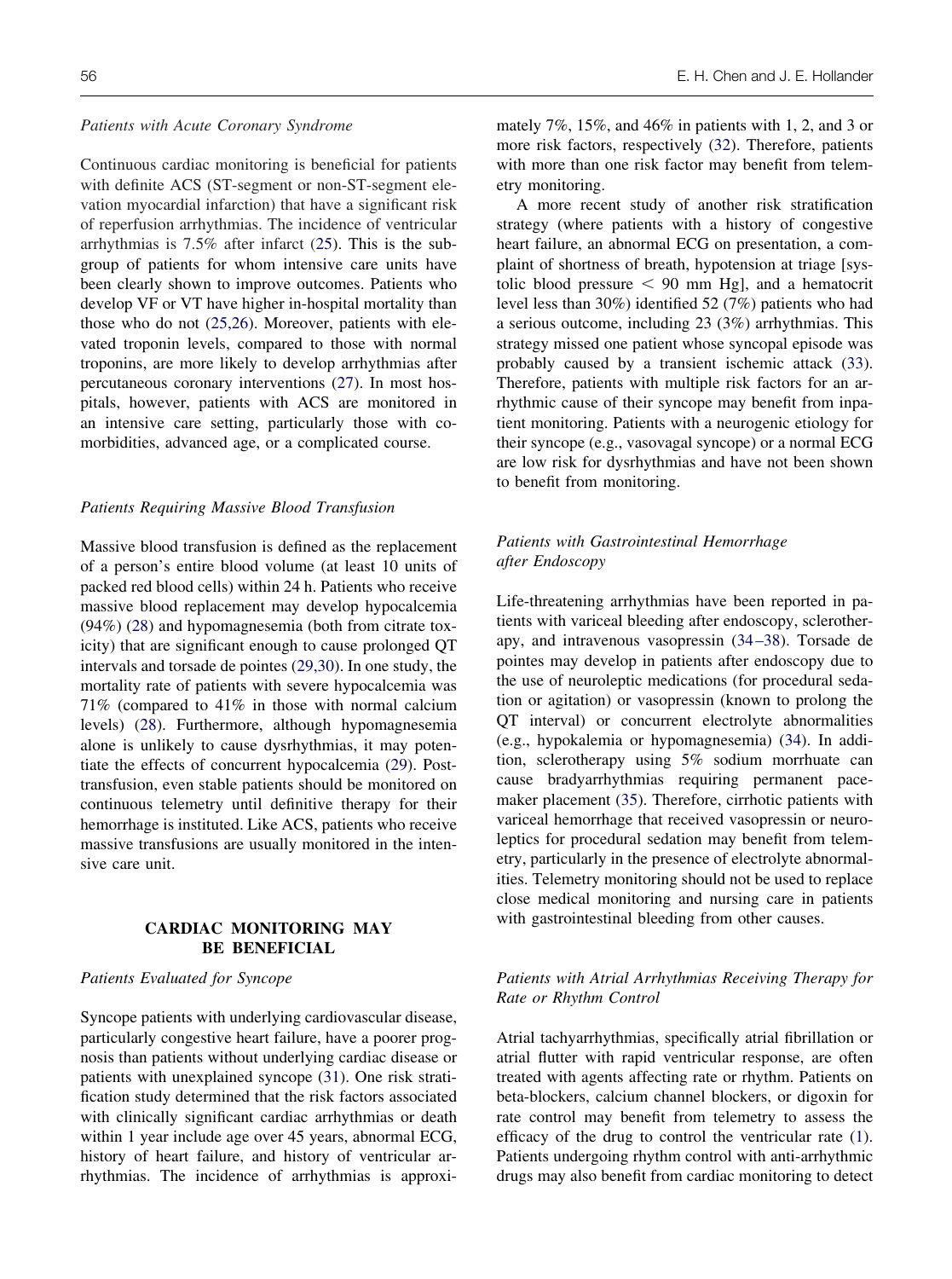### *Patients with Acute Coronary Syndrome*

Continuous cardiac monitoring is beneficial for patients with definite ACS (ST-segment or non-ST-segment elevation myocardial infarction) that have a significant risk of reperfusion arrhythmias. The incidence of ventricular arrhythmias is 7.5% after infarct (25). This is the subgroup of patients for whom intensive care units have been clearly shown to improve outcomes. Patients who develop VF or VT have higher in-hospital mortality than those who do not (25,26). Moreover, patients with elevated troponin levels, compared to those with normal troponins, are more likely to develop arrhythmias after percutaneous coronary interventions (27). In most hospitals, however, patients with ACS are monitored in an intensive care setting, particularly those with comorbidities, advanced age, or a complicated course.

### *Patients Requiring Massive Blood Transfusion*

Massive blood transfusion is defined as the replacement of a person's entire blood volume (at least 10 units of packed red blood cells) within 24 h. Patients who receive massive blood replacement may develop hypocalcemia (94%) (28) and hypomagnesemia (both from citrate toxicity) that are significant enough to cause prolonged QT intervals and torsade de pointes (29,30). In one study, the mortality rate of patients with severe hypocalcemia was 71% (compared to 41% in those with normal calcium levels) (28). Furthermore, although hypomagnesemia alone is unlikely to cause dysrhythmias, it may potentiate the effects of concurrent hypocalcemia (29). Post-transfusion, even stable patients should be monitored on continuous telemetry until definitive therapy for their hemorrhage is instituted. Like ACS, patients who receive massive transfusions are usually monitored in the intensive care unit.

## CARDIAC MONITORING MAY BE BENEFICIAL

### *Patients Evaluated for Syncope*

Syncope patients with underlying cardiovascular disease, particularly congestive heart failure, have a poorer prognosis than patients without underlying cardiac disease or patients with unexplained syncope (31). One risk stratification study determined that the risk factors associated with clinically significant cardiac arrhythmias or death within 1 year include age over 45 years, abnormal ECG, history of heart failure, and history of ventricular arrhythmias. The incidence of arrhythmias is approximately 7%, 15%, and 46% in patients with 1, 2, and 3 or more risk factors, respectively (32). Therefore, patients with more than one risk factor may benefit from telemetry monitoring.

A more recent study of another risk stratification strategy (where patients with a history of congestive heart failure, an abnormal ECG on presentation, a complaint of shortness of breath, hypotension at triage [systolic blood pressure < 90 mm Hg], and a hematocrit level less than 30%) identified 52 (7%) patients who had a serious outcome, including 23 (3%) arrhythmias. This strategy missed one patient whose syncopal episode was probably caused by a transient ischemic attack (33). Therefore, patients with multiple risk factors for an arrhythmic cause of their syncope may benefit from inpatient monitoring. Patients with a neurogenic etiology for their syncope (e.g., vasovagal syncope) or a normal ECG are low risk for dysrhythmias and have not been shown to benefit from monitoring.

### *Patients with Gastrointestinal Hemorrhage after Endoscopy*

Life-threatening arrhythmias have been reported in patients with variceal bleeding after endoscopy, sclerotherapy, and intravenous vasopressin (34–38). Torsade de pointes may develop in patients after endoscopy due to the use of neuroleptic medications (for procedural sedation or agitation) or vasopressin (known to prolong the QT interval) or concurrent electrolyte abnormalities (e.g., hypokalemia or hypomagnesemia) (34). In addition, sclerotherapy using 5% sodium morrhuate can cause bradyarrhythmias requiring permanent pacemaker placement (35). Therefore, cirrhotic patients with variceal hemorrhage that received vasopressin or neuroleptics for procedural sedation may benefit from telemetry, particularly in the presence of electrolyte abnormalities. Telemetry monitoring should not be used to replace close medical monitoring and nursing care in patients with gastrointestinal bleeding from other causes.

### *Patients with Atrial Arrhythmias Receiving Therapy for Rate or Rhythm Control*

Atrial tachyarrhythmias, specifically atrial fibrillation or atrial flutter with rapid ventricular response, are often treated with agents affecting rate or rhythm. Patients on beta-blockers, calcium channel blockers, or digoxin for rate control may benefit from telemetry to assess the efficacy of the drug to control the ventricular rate (1). Patients undergoing rhythm control with anti-arrhythmic drugs may also benefit from cardiac monitoring to detect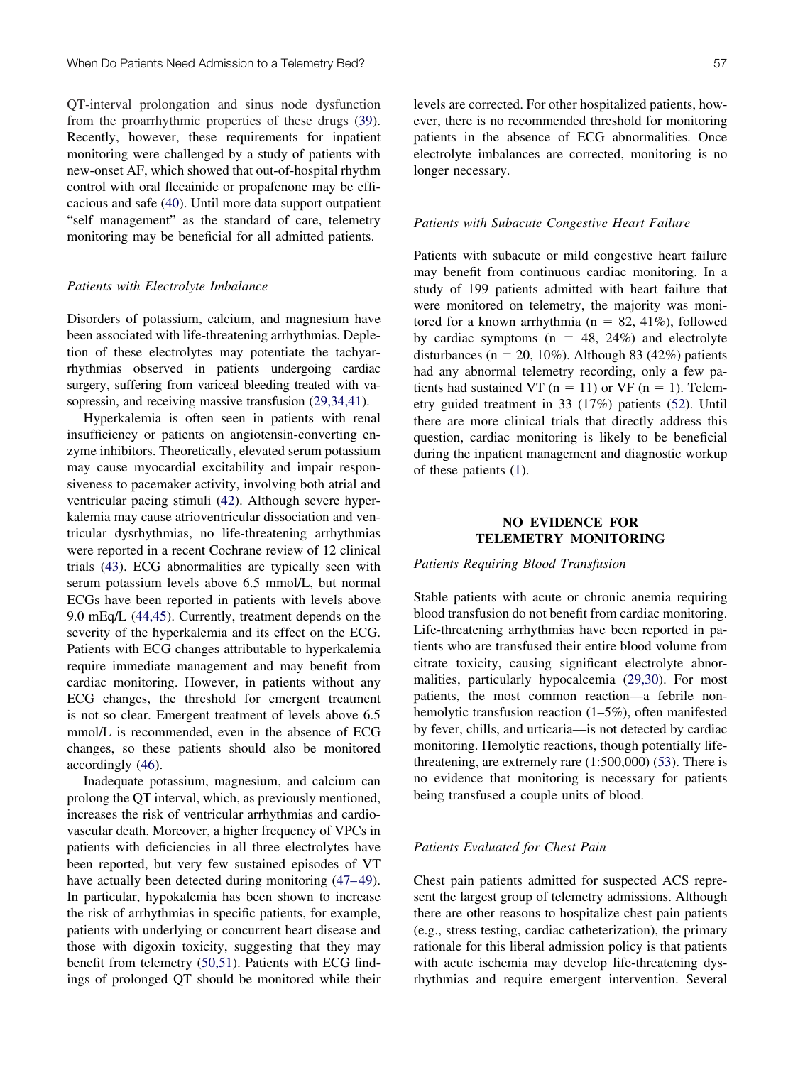QT-interval prolongation and sinus node dysfunction from the proarrhythmic properties of these drugs (39). Recently, however, these requirements for inpatient monitoring were challenged by a study of patients with new-onset AF, which showed that out-of-hospital rhythm control with oral flecainide or propafenone may be efficacious and safe (40). Until more data support outpatient "self management" as the standard of care, telemetry monitoring may be beneficial for all admitted patients.

### *Patients with Electrolyte Imbalance*

Disorders of potassium, calcium, and magnesium have been associated with life-threatening arrhythmias. Depletion of these electrolytes may potentiate the tachyarrhythmias observed in patients undergoing cardiac surgery, suffering from variceal bleeding treated with vasopressin, and receiving massive transfusion (29,34,41).

Hyperkalemia is often seen in patients with renal insufficiency or patients on angiotensin-converting enzyme inhibitors. Theoretically, elevated serum potassium may cause myocardial excitability and impair responsiveness to pacemaker activity, involving both atrial and ventricular pacing stimuli (42). Although severe hyperkalemia may cause atrioventricular dissociation and ventricular dysrhythmias, no life-threatening arrhythmias were reported in a recent Cochrane review of 12 clinical trials (43). ECG abnormalities are typically seen with serum potassium levels above 6.5 mmol/L, but normal ECGs have been reported in patients with levels above 9.0 mEq/L (44,45). Currently, treatment depends on the severity of the hyperkalemia and its effect on the ECG. Patients with ECG changes attributable to hyperkalemia require immediate management and may benefit from cardiac monitoring. However, in patients without any ECG changes, the threshold for emergent treatment is not so clear. Emergent treatment of levels above 6.5 mmol/L is recommended, even in the absence of ECG changes, so these patients should also be monitored accordingly (46).

Inadequate potassium, magnesium, and calcium can prolong the QT interval, which, as previously mentioned, increases the risk of ventricular arrhythmias and cardiovascular death. Moreover, a higher frequency of VPCs in patients with deficiencies in all three electrolytes have been reported, but very few sustained episodes of VT have actually been detected during monitoring (47–49). In particular, hypokalemia has been shown to increase the risk of arrhythmias in specific patients, for example, patients with underlying or concurrent heart disease and those with digoxin toxicity, suggesting that they may benefit from telemetry (50,51). Patients with ECG findings of prolonged QT should be monitored while their levels are corrected. For other hospitalized patients, however, there is no recommended threshold for monitoring patients in the absence of ECG abnormalities. Once electrolyte imbalances are corrected, monitoring is no longer necessary.

### *Patients with Subacute Congestive Heart Failure*

Patients with subacute or mild congestive heart failure may benefit from continuous cardiac monitoring. In a study of 199 patients admitted with heart failure that were monitored on telemetry, the majority was monitored for a known arrhythmia (n = 82, 41%), followed by cardiac symptoms (n = 48, 24%) and electrolyte disturbances (n = 20, 10%). Although 83 (42%) patients had any abnormal telemetry recording, only a few patients had sustained VT (n = 11) or VF (n = 1). Telemetry guided treatment in 33 (17%) patients (52). Until there are more clinical trials that directly address this question, cardiac monitoring is likely to be beneficial during the inpatient management and diagnostic workup of these patients (1).

## NO EVIDENCE FOR TELEMETRY MONITORING

### *Patients Requiring Blood Transfusion*

Stable patients with acute or chronic anemia requiring blood transfusion do not benefit from cardiac monitoring. Life-threatening arrhythmias have been reported in patients who are transfused their entire blood volume from citrate toxicity, causing significant electrolyte abnormalities, particularly hypocalcemia (29,30). For most patients, the most common reaction—a febrile nonhemolytic transfusion reaction (1–5%), often manifested by fever, chills, and urticaria—is not detected by cardiac monitoring. Hemolytic reactions, though potentially life-threatening, are extremely rare (1:500,000) (53). There is no evidence that monitoring is necessary for patients being transfused a couple units of blood.

### *Patients Evaluated for Chest Pain*

Chest pain patients admitted for suspected ACS represent the largest group of telemetry admissions. Although there are other reasons to hospitalize chest pain patients (e.g., stress testing, cardiac catheterization), the primary rationale for this liberal admission policy is that patients with acute ischemia may develop life-threatening dysrhythmias and require emergent intervention. Several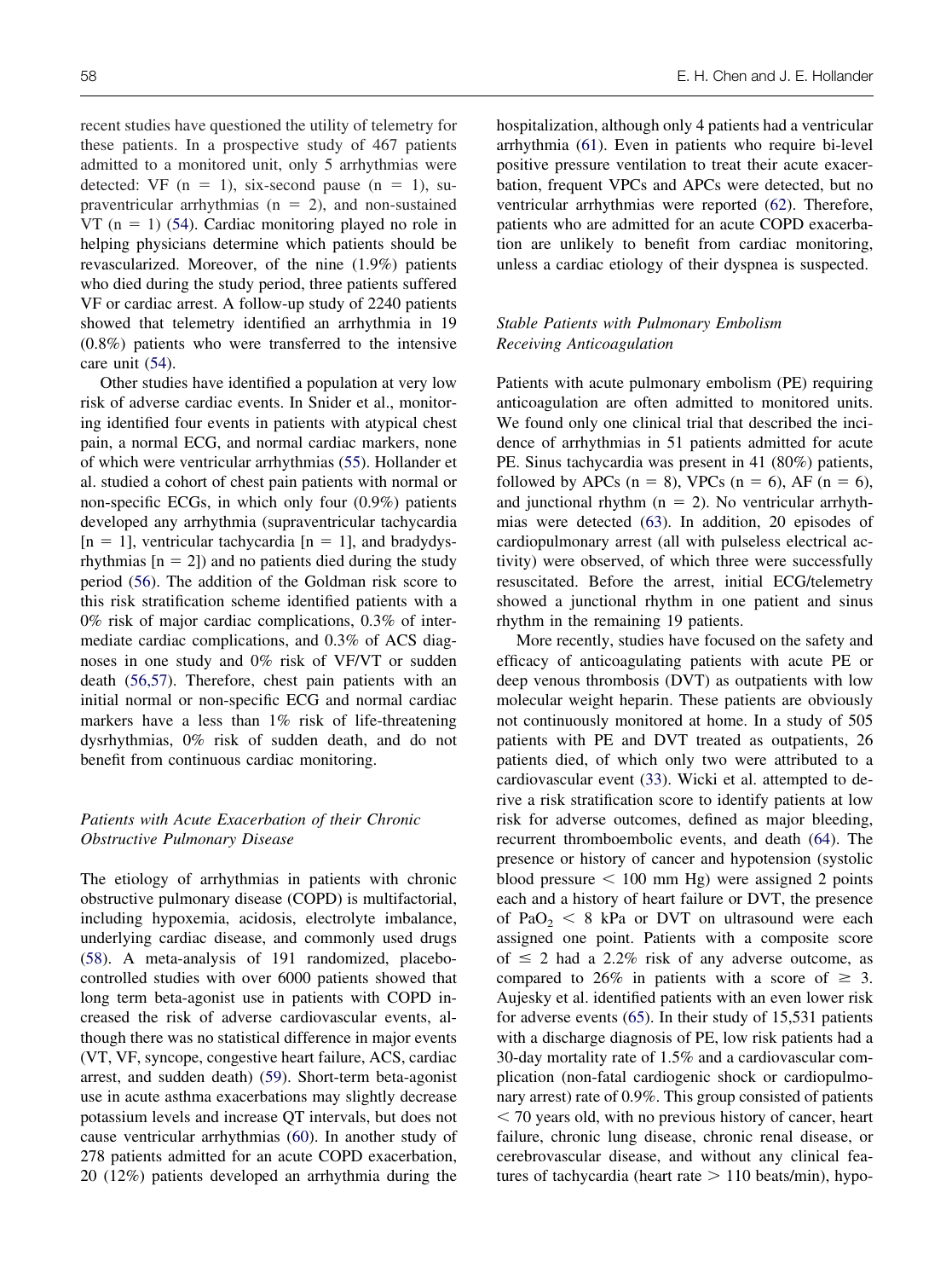recent studies have questioned the utility of telemetry for these patients. In a prospective study of 467 patients admitted to a monitored unit, only 5 arrhythmias were detected: VF (n = 1), six-second pause (n = 1), supraventricular arrhythmias (n = 2), and non-sustained VT (n = 1) (54). Cardiac monitoring played no role in helping physicians determine which patients should be revascularized. Moreover, of the nine (1.9%) patients who died during the study period, three patients suffered VF or cardiac arrest. A follow-up study of 2240 patients showed that telemetry identified an arrhythmia in 19 (0.8%) patients who were transferred to the intensive care unit (54).

Other studies have identified a population at very low risk of adverse cardiac events. In Snider et al., monitoring identified four events in patients with atypical chest pain, a normal ECG, and normal cardiac markers, none of which were ventricular arrhythmias (55). Hollander et al. studied a cohort of chest pain patients with normal or non-specific ECGs, in which only four (0.9%) patients developed any arrhythmia (supraventricular tachycardia [n = 1], ventricular tachycardia [n = 1], and bradydysrhythmias [n = 2]) and no patients died during the study period (56). The addition of the Goldman risk score to this risk stratification scheme identified patients with a 0% risk of major cardiac complications, 0.3% of intermediate cardiac complications, and 0.3% of ACS diagnoses in one study and 0% risk of VF/VT or sudden death (56,57). Therefore, chest pain patients with an initial normal or non-specific ECG and normal cardiac markers have a less than 1% risk of life-threatening dysrhythmias, 0% risk of sudden death, and do not benefit from continuous cardiac monitoring.

### *Patients with Acute Exacerbation of their Chronic Obstructive Pulmonary Disease*

The etiology of arrhythmias in patients with chronic obstructive pulmonary disease (COPD) is multifactorial, including hypoxemia, acidosis, electrolyte imbalance, underlying cardiac disease, and commonly used drugs (58). A meta-analysis of 191 randomized, placebo-controlled studies with over 6000 patients showed that long term beta-agonist use in patients with COPD increased the risk of adverse cardiovascular events, although there was no statistical difference in major events (VT, VF, syncope, congestive heart failure, ACS, cardiac arrest, and sudden death) (59). Short-term beta-agonist use in acute asthma exacerbations may slightly decrease potassium levels and increase QT intervals, but does not cause ventricular arrhythmias (60). In another study of 278 patients admitted for an acute COPD exacerbation, 20 (12%) patients developed an arrhythmia during the hospitalization, although only 4 patients had a ventricular arrhythmia (61). Even in patients who require bi-level positive pressure ventilation to treat their acute exacerbation, frequent VPCs and APCs were detected, but no ventricular arrhythmias were reported (62). Therefore, patients who are admitted for an acute COPD exacerbation are unlikely to benefit from cardiac monitoring, unless a cardiac etiology of their dyspnea is suspected.

### *Stable Patients with Pulmonary Embolism Receiving Anticoagulation*

Patients with acute pulmonary embolism (PE) requiring anticoagulation are often admitted to monitored units. We found only one clinical trial that described the incidence of arrhythmias in 51 patients admitted for acute PE. Sinus tachycardia was present in 41 (80%) patients, followed by APCs (n = 8), VPCs (n = 6), AF (n = 6), and junctional rhythm (n = 2). No ventricular arrhythmias were detected (63). In addition, 20 episodes of cardiopulmonary arrest (all with pulseless electrical activity) were observed, of which three were successfully resuscitated. Before the arrest, initial ECG/telemetry showed a junctional rhythm in one patient and sinus rhythm in the remaining 19 patients.

More recently, studies have focused on the safety and efficacy of anticoagulating patients with acute PE or deep venous thrombosis (DVT) as outpatients with low molecular weight heparin. These patients are obviously not continuously monitored at home. In a study of 505 patients with PE and DVT treated as outpatients, 26 patients died, of which only two were attributed to a cardiovascular event (33). Wicki et al. attempted to derive a risk stratification score to identify patients at low risk for adverse outcomes, defined as major bleeding, recurrent thromboembolic events, and death (64). The presence or history of cancer and hypotension (systolic blood pressure < 100 mm Hg) were assigned 2 points each and a history of heart failure or DVT, the presence of $PaO_2$ < 8 kPa or DVT on ultrasound were each assigned one point. Patients with a composite score of ≤ 2 had a 2.2% risk of any adverse outcome, as compared to 26% in patients with a score of ≥ 3. Aujesky et al. identified patients with an even lower risk for adverse events (65). In their study of 15,531 patients with a discharge diagnosis of PE, low risk patients had a 30-day mortality rate of 1.5% and a cardiovascular complication (non-fatal cardiogenic shock or cardiopulmonary arrest) rate of 0.9%. This group consisted of patients < 70 years old, with no previous history of cancer, heart failure, chronic lung disease, chronic renal disease, or cerebrovascular disease, and without any clinical features of tachycardia (heart rate > 110 beats/min), hypo-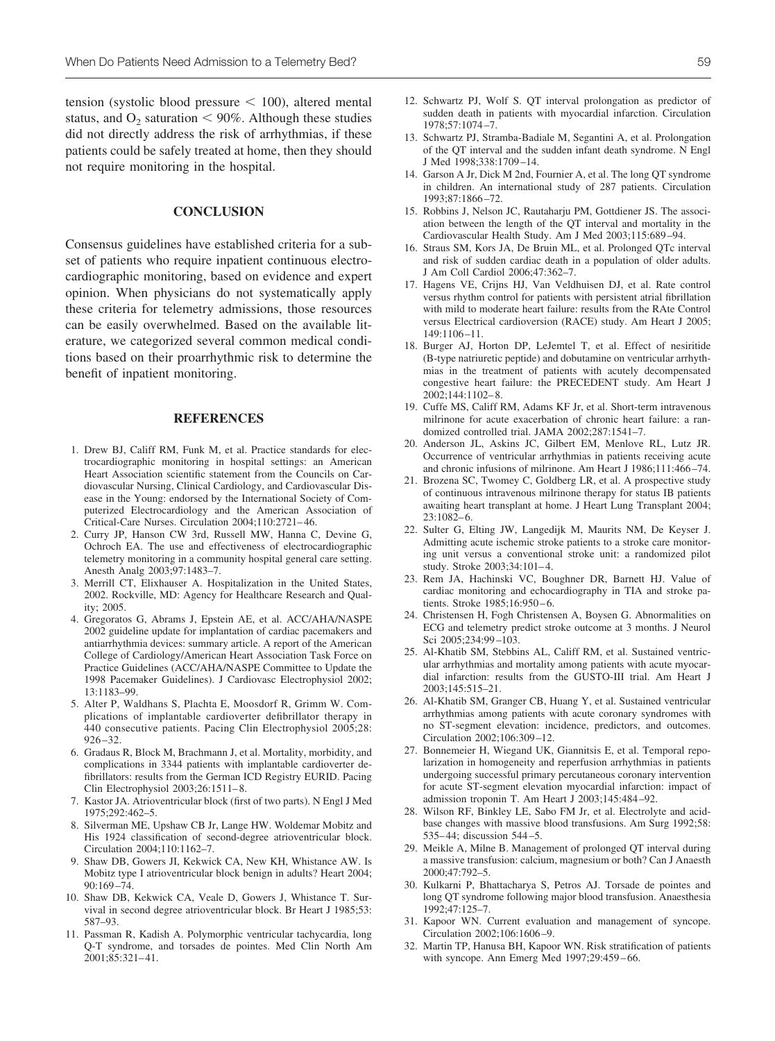tension (systolic blood pressure $< 100$), altered mental status, and $O_2$ saturation $< 90\%$. Although these studies did not directly address the risk of arrhythmias, if these patients could be safely treated at home, then they should not require monitoring in the hospital.

## CONCLUSION

Consensus guidelines have established criteria for a subset of patients who require inpatient continuous electrocardiographic monitoring, based on evidence and expert opinion. When physicians do not systematically apply these criteria for telemetry admissions, those resources can be easily overwhelmed. Based on the available literature, we categorized several common medical conditions based on their proarrhythmic risk to determine the benefit of inpatient monitoring.

## REFERENCES

1. Drew BJ, Califf RM, Funk M, et al. Practice standards for electrocardiographic monitoring in hospital settings: an American Heart Association scientific statement from the Councils on Cardiovascular Nursing, Clinical Cardiology, and Cardiovascular Disease in the Young: endorsed by the International Society of Computerized Electrocardiology and the American Association of Critical-Care Nurses. Circulation 2004;110:2721–46.
2. Curry JP, Hanson CW 3rd, Russell MW, Hanna C, Devine G, Ochroch EA. The use and effectiveness of electrocardiographic telemetry monitoring in a community hospital general care setting. Anesth Analg 2003;97:1483–7.
3. Merrill CT, Elixhauser A. Hospitalization in the United States, 2002. Rockville, MD: Agency for Healthcare Research and Quality; 2005.
4. Gregoratos G, Abrams J, Epstein AE, et al. ACC/AHA/NASPE 2002 guideline update for implantation of cardiac pacemakers and antiarrhythmia devices: summary article. A report of the American College of Cardiology/American Heart Association Task Force on Practice Guidelines (ACC/AHA/NASPE Committee to Update the 1998 Pacemaker Guidelines). J Cardiovasc Electrophysiol 2002; 13:1183–99.
5. Alter P, Waldhans S, Plachta E, Moosdorf R, Grimm W. Complications of implantable cardioverter defibrillator therapy in 440 consecutive patients. Pacing Clin Electrophysiol 2005;28: 926–32.
6. Gradaus R, Block M, Brachmann J, et al. Mortality, morbidity, and complications in 3344 patients with implantable cardioverter defibrillators: results from the German ICD Registry EURID. Pacing Clin Electrophysiol 2003;26:1511–8.
7. Kastor JA. Atrioventricular block (first of two parts). N Engl J Med 1975;292:462–5.
8. Silverman ME, Upshaw CB Jr, Lange HW. Woldemar Mobitz and His 1924 classification of second-degree atrioventricular block. Circulation 2004;110:1162–7.
9. Shaw DB, Gowers JI, Kekwick CA, New KH, Whistance AW. Is Mobitz type I atrioventricular block benign in adults? Heart 2004; 90:169–74.
10. Shaw DB, Kekwick CA, Veale D, Gowers J, Whistance T. Survival in second degree atrioventricular block. Br Heart J 1985;53: 587–93.
11. Passman R, Kadish A. Polymorphic ventricular tachycardia, long Q-T syndrome, and torsades de pointes. Med Clin North Am 2001;85:321–41.
12. Schwartz PJ, Wolf S. QT interval prolongation as predictor of sudden death in patients with myocardial infarction. Circulation 1978;57:1074–7.
13. Schwartz PJ, Stramba-Badiale M, Segantini A, et al. Prolongation of the QT interval and the sudden infant death syndrome. N Engl J Med 1998;338:1709–14.
14. Garson A Jr, Dick M 2nd, Fournier A, et al. The long QT syndrome in children. An international study of 287 patients. Circulation 1993;87:1866–72.
15. Robbins J, Nelson JC, Rautaharju PM, Gottdiener JS. The association between the length of the QT interval and mortality in the Cardiovascular Health Study. Am J Med 2003;115:689–94.
16. Straus SM, Kors JA, De Bruin ML, et al. Prolonged QTc interval and risk of sudden cardiac death in a population of older adults. J Am Coll Cardiol 2006;47:362–7.
17. Hagens VE, Crijns HJ, Van Veldhuisen DJ, et al. Rate control versus rhythm control for patients with persistent atrial fibrillation with mild to moderate heart failure: results from the RAte Control versus Electrical cardioversion (RACE) study. Am Heart J 2005; 149:1106–11.
18. Burger AJ, Horton DP, LeJemtel T, et al. Effect of nesiritide (B-type natriuretic peptide) and dobutamine on ventricular arrhythmias in the treatment of patients with acutely decompensated congestive heart failure: the PRECEDENT study. Am Heart J 2002;144:1102–8.
19. Cuffe MS, Califf RM, Adams KF Jr, et al. Short-term intravenous milrinone for acute exacerbation of chronic heart failure: a randomized controlled trial. JAMA 2002;287:1541–7.
20. Anderson JL, Askins JC, Gilbert EM, Menlove RL, Lutz JR. Occurrence of ventricular arrhythmias in patients receiving acute and chronic infusions of milrinone. Am Heart J 1986;111:466–74.
21. Brozena SC, Twomey C, Goldberg LR, et al. A prospective study of continuous intravenous milrinone therapy for status IB patients awaiting heart transplant at home. J Heart Lung Transplant 2004; 23:1082–6.
22. Sulter G, Elting JW, Langedijk M, Maurits NM, De Keyser J. Admitting acute ischemic stroke patients to a stroke care monitoring unit versus a conventional stroke unit: a randomized pilot study. Stroke 2003;34:101–4.
23. Rem JA, Hachinski VC, Boughner DR, Barnett HJ. Value of cardiac monitoring and echocardiography in TIA and stroke patients. Stroke 1985;16:950–6.
24. Christensen H, Fogh Christensen A, Boysen G. Abnormalities on ECG and telemetry predict stroke outcome at 3 months. J Neurol Sci 2005;234:99–103.
25. Al-Khatib SM, Stebbins AL, Califf RM, et al. Sustained ventricular arrhythmias and mortality among patients with acute myocardial infarction: results from the GUSTO-III trial. Am Heart J 2003;145:515–21.
26. Al-Khatib SM, Granger CB, Huang Y, et al. Sustained ventricular arrhythmias among patients with acute coronary syndromes with no ST-segment elevation: incidence, predictors, and outcomes. Circulation 2002;106:309–12.
27. Bonnemeier H, Wiegand UK, Giannitsis E, et al. Temporal repolarization in homogeneity and reperfusion arrhythmias in patients undergoing successful primary percutaneous coronary intervention for acute ST-segment elevation myocardial infarction: impact of admission troponin T. Am Heart J 2003;145:484–92.
28. Wilson RF, Binkley LE, Sabo FM Jr, et al. Electrolyte and acid-base changes with massive blood transfusions. Am Surg 1992;58: 535–44; discussion 544–5.
29. Meikle A, Milne B. Management of prolonged QT interval during a massive transfusion: calcium, magnesium or both? Can J Anaesth 2000;47:792–5.
30. Kulkarni P, Bhattacharya S, Petros AJ. Torsade de pointes and long QT syndrome following major blood transfusion. Anaesthesia 1992;47:125–7.
31. Kapoor WN. Current evaluation and management of syncope. Circulation 2002;106:1606–9.
32. Martin TP, Hanusa BH, Kapoor WN. Risk stratification of patients with syncope. Ann Emerg Med 1997;29:459–66.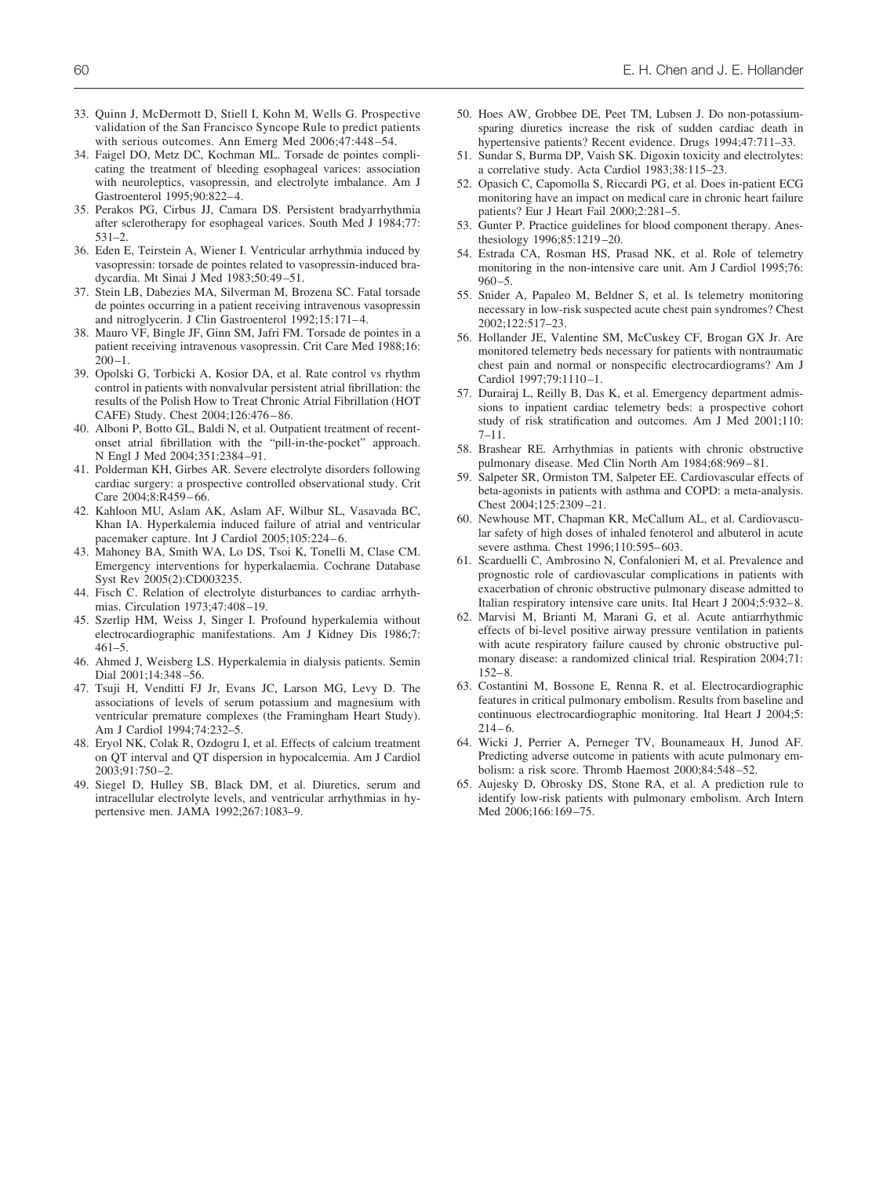33. Quinn J, McDermott D, Stiell I, Kohn M, Wells G. Prospective validation of the San Francisco Syncope Rule to predict patients with serious outcomes. Ann Emerg Med 2006;47:448–54.
34. Faigel DO, Metz DC, Kochman ML. Torsade de pointes complicating the treatment of bleeding esophageal varices: association with neuroleptics, vasopressin, and electrolyte imbalance. Am J Gastroenterol 1995;90:822–4.
35. Perakos PG, Cirbus JJ, Camara DS. Persistent bradyarrhythmia after sclerotherapy for esophageal varices. South Med J 1984;77: 531–2.
36. Eden E, Teirstein A, Wiener I. Ventricular arrhythmia induced by vasopressin: torsade de pointes related to vasopressin-induced bradycardia. Mt Sinai J Med 1983;50:49–51.
37. Stein LB, Dabezies MA, Silverman M, Brozena SC. Fatal torsade de pointes occurring in a patient receiving intravenous vasopressin and nitroglycerin. J Clin Gastroenterol 1992;15:171–4.
38. Mauro VF, Bingle JF, Ginn SM, Jafri FM. Torsade de pointes in a patient receiving intravenous vasopressin. Crit Care Med 1988;16: 200–1.
39. Opolski G, Torbicki A, Kosior DA, et al. Rate control vs rhythm control in patients with nonvalvular persistent atrial fibrillation: the results of the Polish How to Treat Chronic Atrial Fibrillation (HOT CAFE) Study. Chest 2004;126:476–86.
40. Alboni P, Botto GL, Baldi N, et al. Outpatient treatment of recent-onset atrial fibrillation with the "pill-in-the-pocket" approach. N Engl J Med 2004;351:2384–91.
41. Polderman KH, Girbes AR. Severe electrolyte disorders following cardiac surgery: a prospective controlled observational study. Crit Care 2004;8:R459–66.
42. Kahloon MU, Aslam AK, Aslam AF, Wilbur SL, Vasavada BC, Khan IA. Hyperkalemia induced failure of atrial and ventricular pacemaker capture. Int J Cardiol 2005;105:224–6.
43. Mahoney BA, Smith WA, Lo DS, Tsoi K, Tonelli M, Clase CM. Emergency interventions for hyperkalaemia. Cochrane Database Syst Rev 2005(2):CD003235.
44. Fisch C. Relation of electrolyte disturbances to cardiac arrhythmias. Circulation 1973;47:408–19.
45. Szerlip HM, Weiss J, Singer I. Profound hyperkalemia without electrocardiographic manifestations. Am J Kidney Dis 1986;7: 461–5.
46. Ahmed J, Weisberg LS. Hyperkalemia in dialysis patients. Semin Dial 2001;14:348–56.
47. Tsuji H, Venditti FJ Jr, Evans JC, Larson MG, Levy D. The associations of levels of serum potassium and magnesium with ventricular premature complexes (the Framingham Heart Study). Am J Cardiol 1994;74:232–5.
48. Eryol NK, Colak R, Ozdogru I, et al. Effects of calcium treatment on QT interval and QT dispersion in hypocalcemia. Am J Cardiol 2003;91:750–2.
49. Siegel D, Hulley SB, Black DM, et al. Diuretics, serum and intracellular electrolyte levels, and ventricular arrhythmias in hypertensive men. JAMA 1992;267:1083–9.
50. Hoes AW, Grobbee DE, Peet TM, Lubsen J. Do non-potassium-sparing diuretics increase the risk of sudden cardiac death in hypertensive patients? Recent evidence. Drugs 1994;47:711–33.
51. Sundar S, Burma DP, Vaish SK. Digoxin toxicity and electrolytes: a correlative study. Acta Cardiol 1983;38:115–23.
52. Opasich C, Capomolla S, Riccardi PG, et al. Does in-patient ECG monitoring have an impact on medical care in chronic heart failure patients? Eur J Heart Fail 2000;2:281–5.
53. Gunter P. Practice guidelines for blood component therapy. Anesthesiology 1996;85:1219–20.
54. Estrada CA, Rosman HS, Prasad NK, et al. Role of telemetry monitoring in the non-intensive care unit. Am J Cardiol 1995;76: 960–5.
55. Snider A, Papaleo M, Beldner S, et al. Is telemetry monitoring necessary in low-risk suspected acute chest pain syndromes? Chest 2002;122:517–23.
56. Hollander JE, Valentine SM, McCuskey CF, Brogan GX Jr. Are monitored telemetry beds necessary for patients with nontraumatic chest pain and normal or nonspecific electrocardiograms? Am J Cardiol 1997;79:1110–1.
57. Durairaj L, Reilly B, Das K, et al. Emergency department admissions to inpatient cardiac telemetry beds: a prospective cohort study of risk stratification and outcomes. Am J Med 2001;110: 7–11.
58. Brashear RE. Arrhythmias in patients with chronic obstructive pulmonary disease. Med Clin North Am 1984;68:969–81.
59. Salpeter SR, Ormiston TM, Salpeter EE. Cardiovascular effects of beta-agonists in patients with asthma and COPD: a meta-analysis. Chest 2004;125:2309–21.
60. Newhouse MT, Chapman KR, McCallum AL, et al. Cardiovascular safety of high doses of inhaled fenoterol and albuterol in acute severe asthma. Chest 1996;110:595–603.
61. Scarduelli C, Ambrosino N, Confalonieri M, et al. Prevalence and prognostic role of cardiovascular complications in patients with exacerbation of chronic obstructive pulmonary disease admitted to Italian respiratory intensive care units. Ital Heart J 2004;5:932–8.
62. Marvisi M, Brianti M, Marani G, et al. Acute antiarrhythmic effects of bi-level positive airway pressure ventilation in patients with acute respiratory failure caused by chronic obstructive pulmonary disease: a randomized clinical trial. Respiration 2004;71: 152–8.
63. Costantini M, Bossone E, Renna R, et al. Electrocardiographic features in critical pulmonary embolism. Results from baseline and continuous electrocardiographic monitoring. Ital Heart J 2004;5: 214–6.
64. Wicki J, Perrier A, Perneger TV, Bounameaux H, Junod AF. Predicting adverse outcome in patients with acute pulmonary embolism: a risk score. Thromb Haemost 2000;84:548–52.
65. Aujesky D, Obrosky DS, Stone RA, et al. A prediction rule to identify low-risk patients with pulmonary embolism. Arch Intern Med 2006;166:169–75.